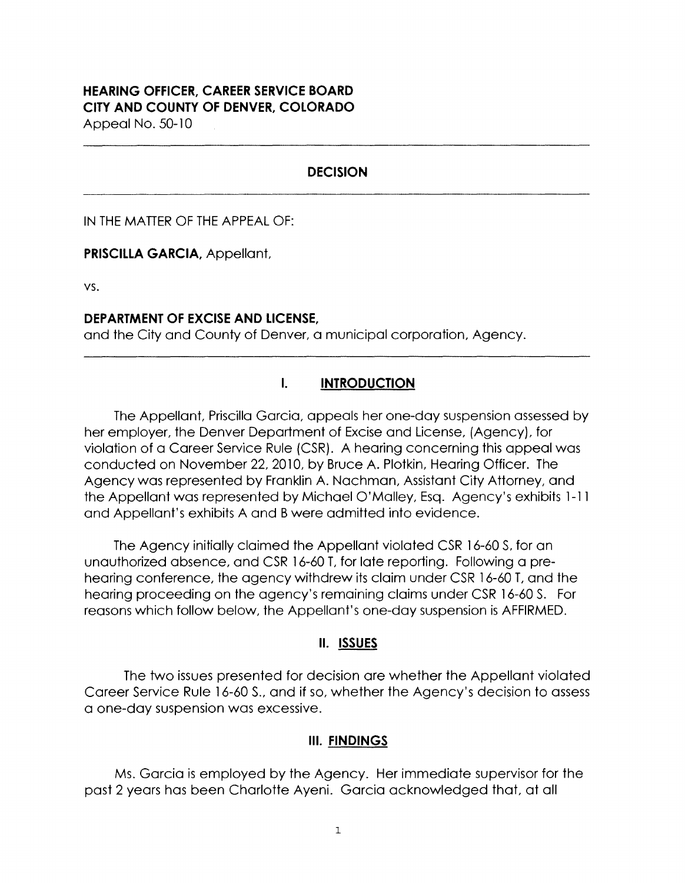**HEARING OFFICER, CAREER SERVICE BOARD**
**CITY AND COUNTY OF DENVER, COLORADO**
Appeal No. 50-10

---

## DECISION

---

IN THE MATTER OF THE APPEAL OF:

**PRISCILLA GARCIA,** Appellant,

vs.

**DEPARTMENT OF EXCISE AND LICENSE,**
and the City and County of Denver, a municipal corporation, Agency.

---

## I. INTRODUCTION

The Appellant, Priscilla Garcia, appeals her one-day suspension assessed by her employer, the Denver Department of Excise and License, (Agency), for violation of a Career Service Rule (CSR). A hearing concerning this appeal was conducted on November 22, 2010, by Bruce A. Plotkin, Hearing Officer. The Agency was represented by Franklin A. Nachman, Assistant City Attorney, and the Appellant was represented by Michael O'Malley, Esq. Agency's exhibits 1-11 and Appellant's exhibits A and B were admitted into evidence.

The Agency initially claimed the Appellant violated CSR 16-60 S, for an unauthorized absence, and CSR 16-60 T, for late reporting. Following a pre-hearing conference, the agency withdrew its claim under CSR 16-60 T, and the hearing proceeding on the agency's remaining claims under CSR 16-60 S. For reasons which follow below, the Appellant's one-day suspension is AFFIRMED.

## II. ISSUES

The two issues presented for decision are whether the Appellant violated Career Service Rule 16-60 S., and if so, whether the Agency's decision to assess a one-day suspension was excessive.

## III. FINDINGS

Ms. Garcia is employed by the Agency. Her immediate supervisor for the past 2 years has been Charlotte Ayeni. Garcia acknowledged that, at all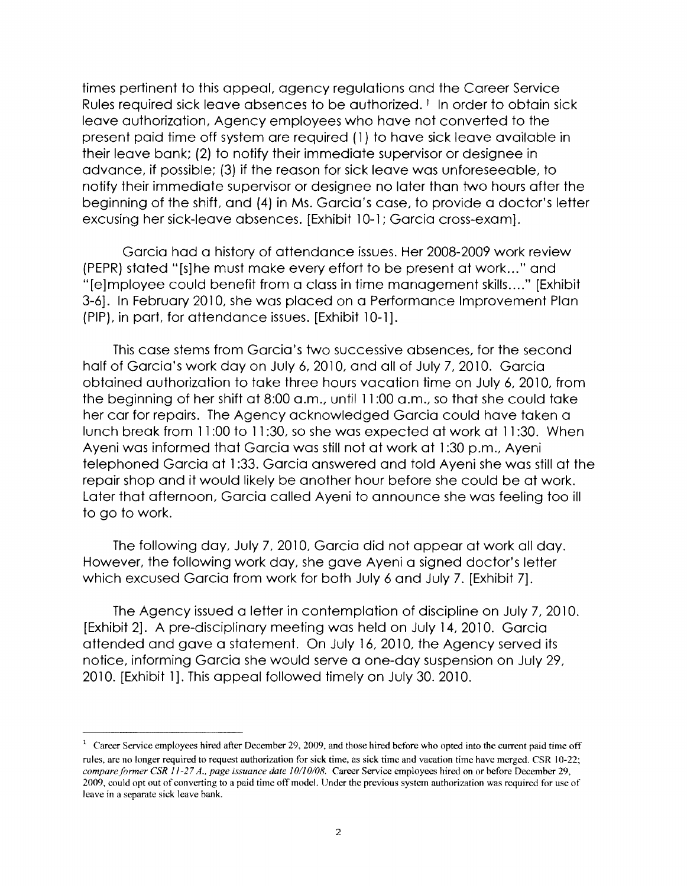times pertinent to this appeal, agency regulations and the Career Service Rules required sick leave absences to be authorized. [1] In order to obtain sick leave authorization, Agency employees who have not converted to the present paid time off system are required (1) to have sick leave available in their leave bank; (2) to notify their immediate supervisor or designee in advance, if possible; (3) if the reason for sick leave was unforeseeable, to notify their immediate supervisor or designee no later than two hours after the beginning of the shift, and (4) in Ms. Garcia's case, to provide a doctor's letter excusing her sick-leave absences. [Exhibit 10-1; Garcia cross-exam].

Garcia had a history of attendance issues. Her 2008-2009 work review (PEPR) stated "[s]he must make every effort to be present at work..." and "[e]mployee could benefit from a class in time management skills...." [Exhibit 3-6]. In February 2010, she was placed on a Performance Improvement Plan (PIP), in part, for attendance issues. [Exhibit 10-1].

This case stems from Garcia's two successive absences, for the second half of Garcia's work day on July 6, 2010, and all of July 7, 2010. Garcia obtained authorization to take three hours vacation time on July 6, 2010, from the beginning of her shift at 8:00 a.m., until 11:00 a.m., so that she could take her car for repairs. The Agency acknowledged Garcia could have taken a lunch break from 11:00 to 11:30, so she was expected at work at 11:30. When Ayeni was informed that Garcia was still not at work at 1:30 p.m., Ayeni telephoned Garcia at 1:33. Garcia answered and told Ayeni she was still at the repair shop and it would likely be another hour before she could be at work. Later that afternoon, Garcia called Ayeni to announce she was feeling too ill to go to work.

The following day, July 7, 2010, Garcia did not appear at work all day. However, the following work day, she gave Ayeni a signed doctor's letter which excused Garcia from work for both July 6 and July 7. [Exhibit 7].

The Agency issued a letter in contemplation of discipline on July 7, 2010. [Exhibit 2]. A pre-disciplinary meeting was held on July 14, 2010. Garcia attended and gave a statement. On July 16, 2010, the Agency served its notice, informing Garcia she would serve a one-day suspension on July 29, 2010. [Exhibit 1]. This appeal followed timely on July 30. 2010.

---

[1] Career Service employees hired after December 29, 2009, and those hired before who opted into the current paid time off rules, are no longer required to request authorization for sick time, as sick time and vacation time have merged. CSR 10-22; *compare former CSR 11-27 A., page issuance date 10/10/08.* Career Service employees hired on or before December 29, 2009, could opt out of converting to a paid time off model. Under the previous system authorization was required for use of leave in a separate sick leave bank.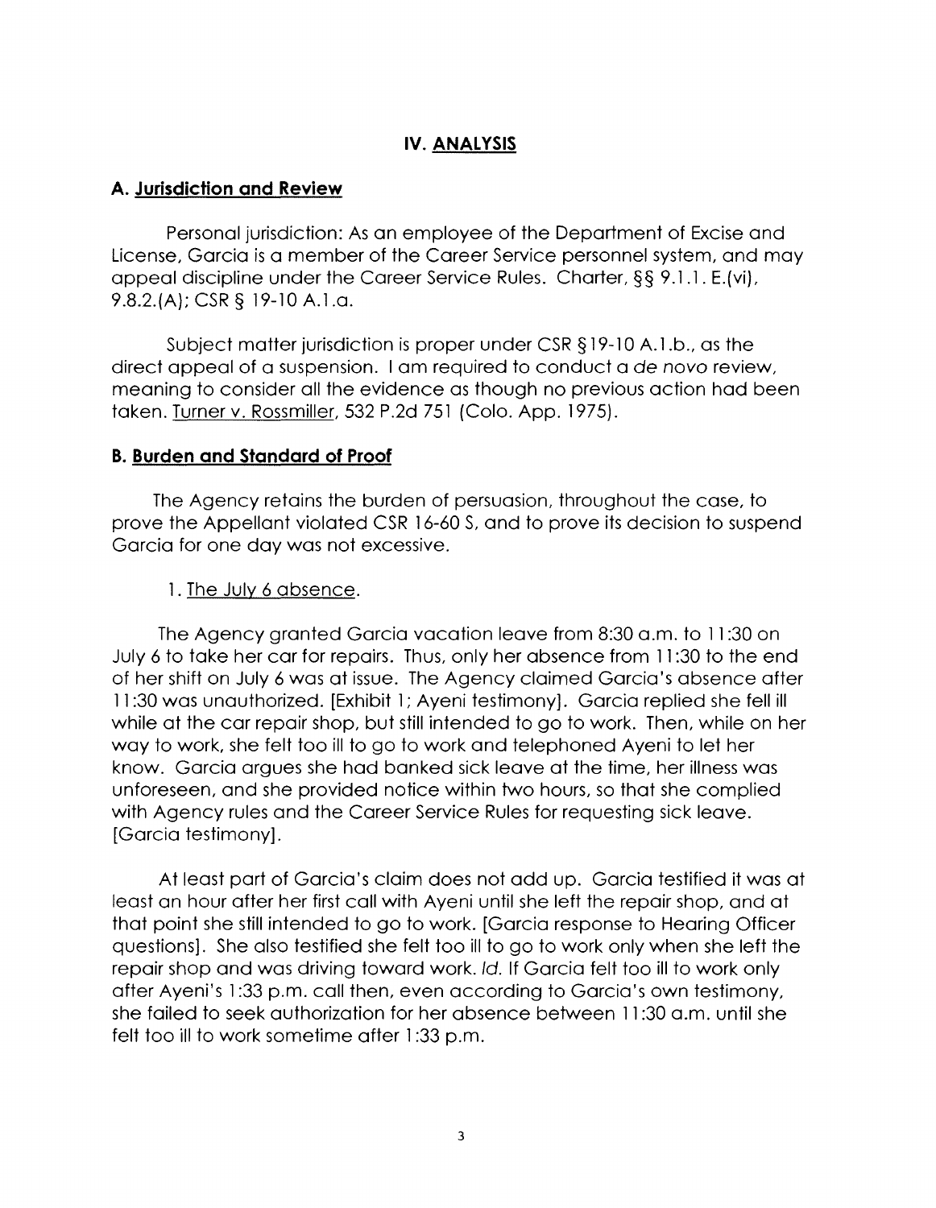## IV. ANALYSIS

### A. Jurisdiction and Review

Personal jurisdiction: As an employee of the Department of Excise and License, Garcia is a member of the Career Service personnel system, and may appeal discipline under the Career Service Rules. Charter, §§ 9.1.1. E.(vi), 9.8.2.(A); CSR § 19-10 A.1.a.

Subject matter jurisdiction is proper under CSR §19-10 A.1.b., as the direct appeal of a suspension. I am required to conduct a *de novo* review, meaning to consider all the evidence as though no previous action had been taken. Turner v. Rossmiller, 532 P.2d 751 (Colo. App. 1975).

### B. Burden and Standard of Proof

The Agency retains the burden of persuasion, throughout the case, to prove the Appellant violated CSR 16-60 S, and to prove its decision to suspend Garcia for one day was not excessive.

1. The July 6 absence.

The Agency granted Garcia vacation leave from 8:30 a.m. to 11:30 on July 6 to take her car for repairs. Thus, only her absence from 11:30 to the end of her shift on July 6 was at issue. The Agency claimed Garcia's absence after 11:30 was unauthorized. [Exhibit 1; Ayeni testimony]. Garcia replied she fell ill while at the car repair shop, but still intended to go to work. Then, while on her way to work, she felt too ill to go to work and telephoned Ayeni to let her know. Garcia argues she had banked sick leave at the time, her illness was unforeseen, and she provided notice within two hours, so that she complied with Agency rules and the Career Service Rules for requesting sick leave. [Garcia testimony].

At least part of Garcia's claim does not add up. Garcia testified it was at least an hour after her first call with Ayeni until she left the repair shop, and at that point she still intended to go to work. [Garcia response to Hearing Officer questions]. She also testified she felt too ill to go to work only when she left the repair shop and was driving toward work. *Id.* If Garcia felt too ill to work only after Ayeni's 1:33 p.m. call then, even according to Garcia's own testimony, she failed to seek authorization for her absence between 11:30 a.m. until she felt too ill to work sometime after 1:33 p.m.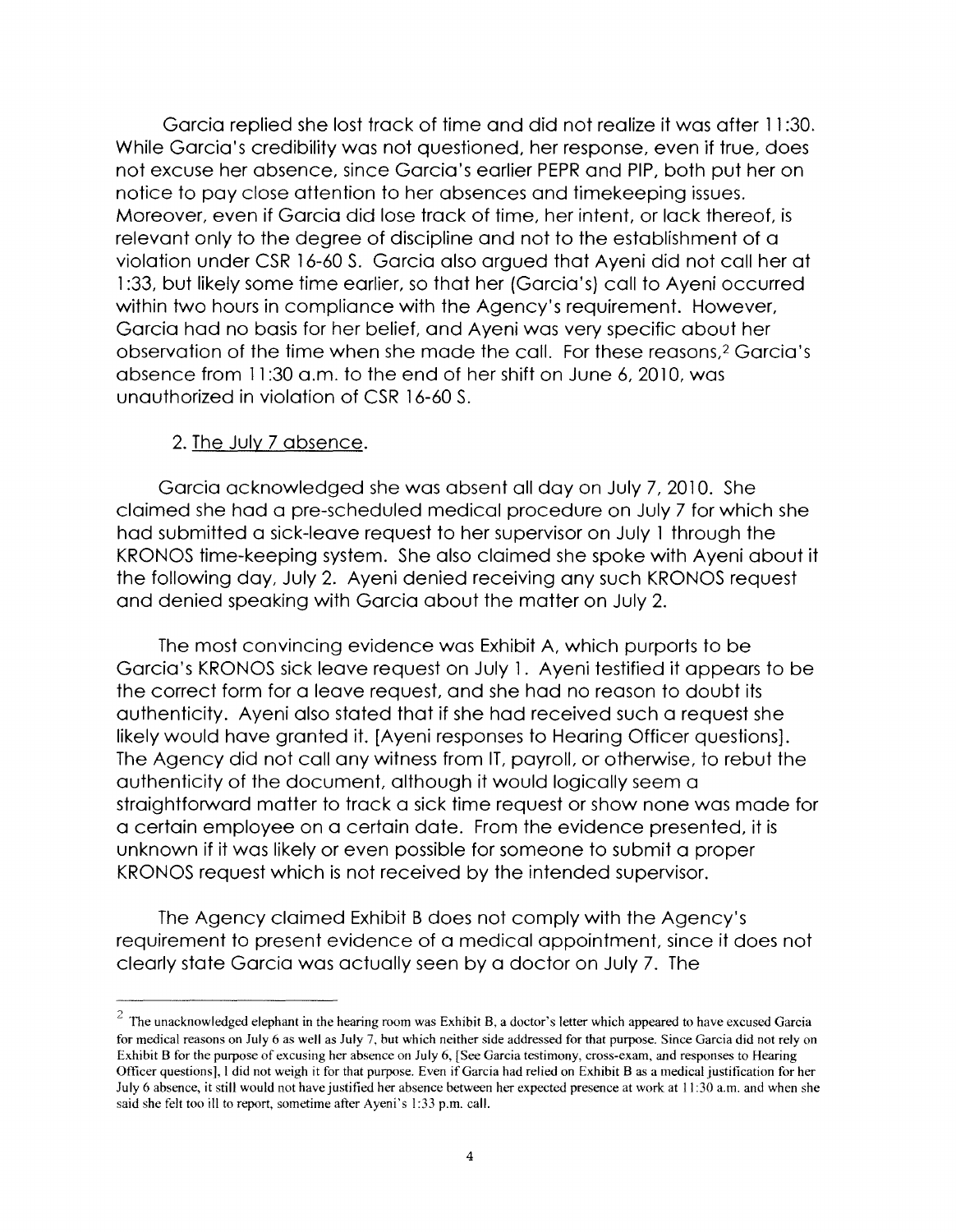Garcia replied she lost track of time and did not realize it was after 11:30. While Garcia's credibility was not questioned, her response, even if true, does not excuse her absence, since Garcia's earlier PEPR and PIP, both put her on notice to pay close attention to her absences and timekeeping issues. Moreover, even if Garcia did lose track of time, her intent, or lack thereof, is relevant only to the degree of discipline and not to the establishment of a violation under CSR 16-60 S. Garcia also argued that Ayeni did not call her at 1:33, but likely some time earlier, so that her (Garcia's) call to Ayeni occurred within two hours in compliance with the Agency's requirement. However, Garcia had no basis for her belief, and Ayeni was very specific about her observation of the time when she made the call. For these reasons,[2] Garcia's absence from 11:30 a.m. to the end of her shift on June 6, 2010, was unauthorized in violation of CSR 16-60 S.

2. The July 7 absence.

Garcia acknowledged she was absent all day on July 7, 2010. She claimed she had a pre-scheduled medical procedure on July 7 for which she had submitted a sick-leave request to her supervisor on July 1 through the KRONOS time-keeping system. She also claimed she spoke with Ayeni about it the following day, July 2. Ayeni denied receiving any such KRONOS request and denied speaking with Garcia about the matter on July 2.

The most convincing evidence was Exhibit A, which purports to be Garcia's KRONOS sick leave request on July 1. Ayeni testified it appears to be the correct form for a leave request, and she had no reason to doubt its authenticity. Ayeni also stated that if she had received such a request she likely would have granted it. [Ayeni responses to Hearing Officer questions]. The Agency did not call any witness from IT, payroll, or otherwise, to rebut the authenticity of the document, although it would logically seem a straightforward matter to track a sick time request or show none was made for a certain employee on a certain date. From the evidence presented, it is unknown if it was likely or even possible for someone to submit a proper KRONOS request which is not received by the intended supervisor.

The Agency claimed Exhibit B does not comply with the Agency's requirement to present evidence of a medical appointment, since it does not clearly state Garcia was actually seen by a doctor on July 7. The

---

[2] The unacknowledged elephant in the hearing room was Exhibit B, a doctor's letter which appeared to have excused Garcia for medical reasons on July 6 as well as July 7, but which neither side addressed for that purpose. Since Garcia did not rely on Exhibit B for the purpose of excusing her absence on July 6, [See Garcia testimony, cross-exam, and responses to Hearing Officer questions], I did not weigh it for that purpose. Even if Garcia had relied on Exhibit B as a medical justification for her July 6 absence, it still would not have justified her absence between her expected presence at work at 11:30 a.m. and when she said she felt too ill to report, sometime after Ayeni's 1:33 p.m. call.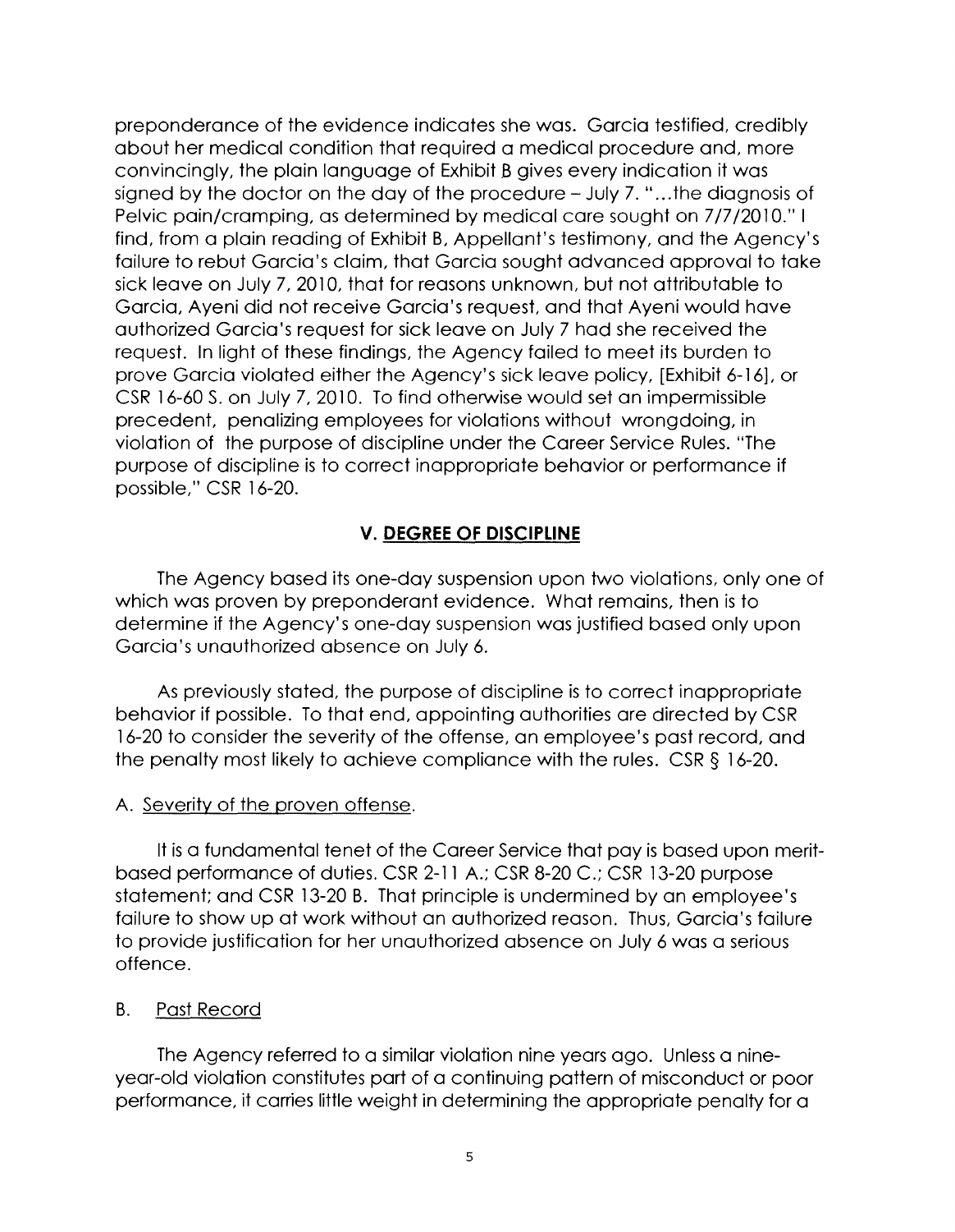preponderance of the evidence indicates she was. Garcia testified, credibly about her medical condition that required a medical procedure and, more convincingly, the plain language of Exhibit B gives every indication it was signed by the doctor on the day of the procedure – July 7. "...the diagnosis of Pelvic pain/cramping, as determined by medical care sought on 7/7/2010." I find, from a plain reading of Exhibit B, Appellant's testimony, and the Agency's failure to rebut Garcia's claim, that Garcia sought advanced approval to take sick leave on July 7, 2010, that for reasons unknown, but not attributable to Garcia, Ayeni did not receive Garcia's request, and that Ayeni would have authorized Garcia's request for sick leave on July 7 had she received the request. In light of these findings, the Agency failed to meet its burden to prove Garcia violated either the Agency's sick leave policy, [Exhibit 6-16], or CSR 16-60 S. on July 7, 2010. To find otherwise would set an impermissible precedent, penalizing employees for violations without wrongdoing, in violation of the purpose of discipline under the Career Service Rules. "The purpose of discipline is to correct inappropriate behavior or performance if possible," CSR 16-20.

## V. DEGREE OF DISCIPLINE

The Agency based its one-day suspension upon two violations, only one of which was proven by preponderant evidence. What remains, then is to determine if the Agency's one-day suspension was justified based only upon Garcia's unauthorized absence on July 6.

As previously stated, the purpose of discipline is to correct inappropriate behavior if possible. To that end, appointing authorities are directed by CSR 16-20 to consider the severity of the offense, an employee's past record, and the penalty most likely to achieve compliance with the rules. CSR § 16-20.

A. Severity of the proven offense.

It is a fundamental tenet of the Career Service that pay is based upon merit-based performance of duties. CSR 2-11 A.; CSR 8-20 C.; CSR 13-20 purpose statement; and CSR 13-20 B. That principle is undermined by an employee's failure to show up at work without an authorized reason. Thus, Garcia's failure to provide justification for her unauthorized absence on July 6 was a serious offence.

B. Past Record

The Agency referred to a similar violation nine years ago. Unless a nine-year-old violation constitutes part of a continuing pattern of misconduct or poor performance, it carries little weight in determining the appropriate penalty for a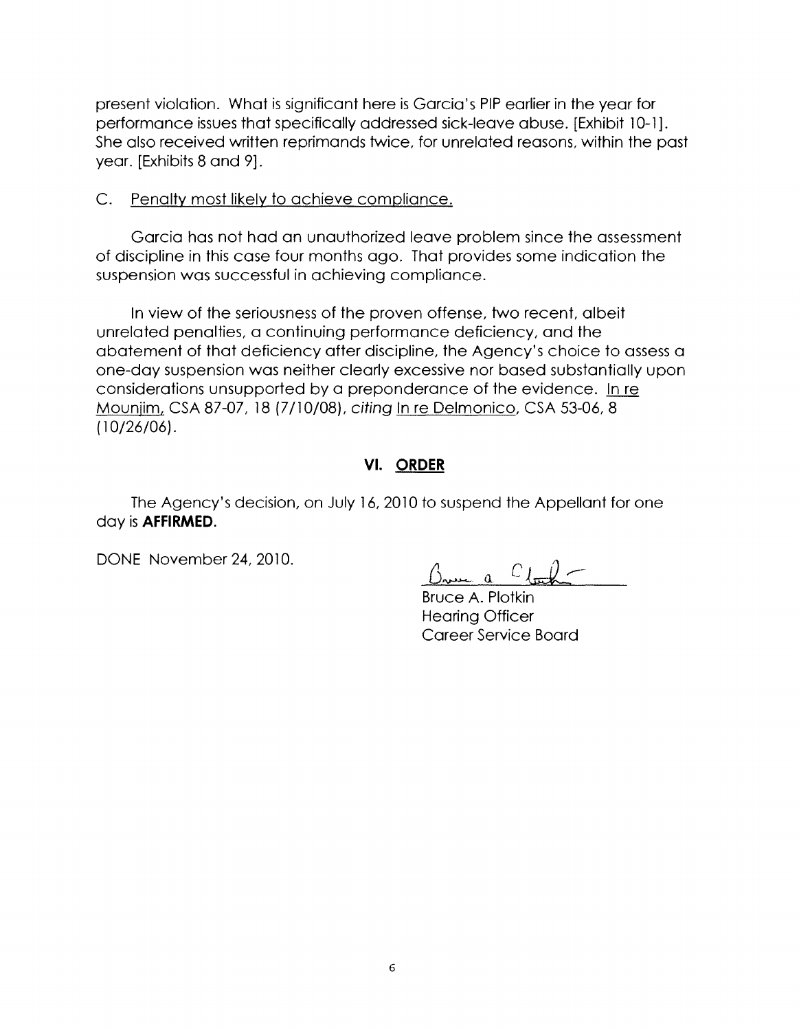present violation. What is significant here is Garcia's PIP earlier in the year for performance issues that specifically addressed sick-leave abuse. [Exhibit 10-1]. She also received written reprimands twice, for unrelated reasons, within the past year. [Exhibits 8 and 9].

C. Penalty most likely to achieve compliance.

Garcia has not had an unauthorized leave problem since the assessment of discipline in this case four months ago. That provides some indication the suspension was successful in achieving compliance.

In view of the seriousness of the proven offense, two recent, albeit unrelated penalties, a continuing performance deficiency, and the abatement of that deficiency after discipline, the Agency's choice to assess a one-day suspension was neither clearly excessive nor based substantially upon considerations unsupported by a preponderance of the evidence. In re Mounjim, CSA 87-07, 18 (7/10/08), *citing* In re Delmonico, CSA 53-06, 8 (10/26/06).

## VI. ORDER

The Agency's decision, on July 16, 2010 to suspend the Appellant for one day is **AFFIRMED**.

DONE November 24, 2010.

Bruce A. Plotkin
Hearing Officer
Career Service Board